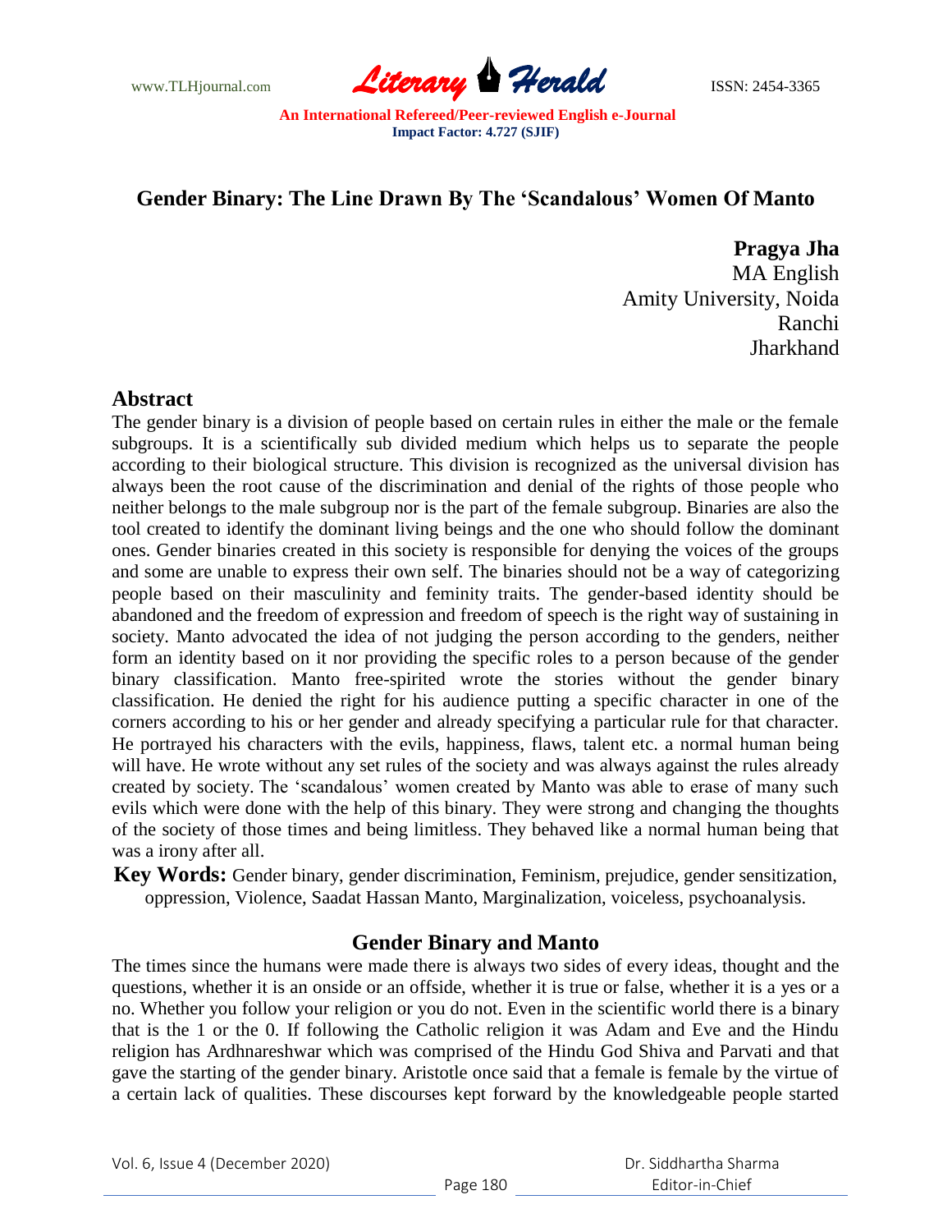## Gender Binary: The Line Drawn By The 'Scandalous' Women Of Manto

**Pragya Jha**
MA English
Amity University, Noida
Ranchi
Jharkhand

### Abstract

The gender binary is a division of people based on certain rules in either the male or the female subgroups. It is a scientifically sub divided medium which helps us to separate the people according to their biological structure. This division is recognized as the universal division has always been the root cause of the discrimination and denial of the rights of those people who neither belongs to the male subgroup nor is the part of the female subgroup. Binaries are also the tool created to identify the dominant living beings and the one who should follow the dominant ones. Gender binaries created in this society is responsible for denying the voices of the groups and some are unable to express their own self. The binaries should not be a way of categorizing people based on their masculinity and feminity traits. The gender-based identity should be abandoned and the freedom of expression and freedom of speech is the right way of sustaining in society. Manto advocated the idea of not judging the person according to the genders, neither form an identity based on it nor providing the specific roles to a person because of the gender binary classification. Manto free-spirited wrote the stories without the gender binary classification. He denied the right for his audience putting a specific character in one of the corners according to his or her gender and already specifying a particular rule for that character. He portrayed his characters with the evils, happiness, flaws, talent etc. a normal human being will have. He wrote without any set rules of the society and was always against the rules already created by society. The 'scandalous' women created by Manto was able to erase of many such evils which were done with the help of this binary. They were strong and changing the thoughts of the society of those times and being limitless. They behaved like a normal human being that was a irony after all.

**Key Words:** Gender binary, gender discrimination, Feminism, prejudice, gender sensitization, oppression, Violence, Saadat Hassan Manto, Marginalization, voiceless, psychoanalysis.

### Gender Binary and Manto

The times since the humans were made there is always two sides of every ideas, thought and the questions, whether it is an onside or an offside, whether it is true or false, whether it is a yes or a no. Whether you follow your religion or you do not. Even in the scientific world there is a binary that is the 1 or the 0. If following the Catholic religion it was Adam and Eve and the Hindu religion has Ardhnareshwar which was comprised of the Hindu God Shiva and Parvati and that gave the starting of the gender binary. Aristotle once said that a female is female by the virtue of a certain lack of qualities. These discourses kept forward by the knowledgeable people started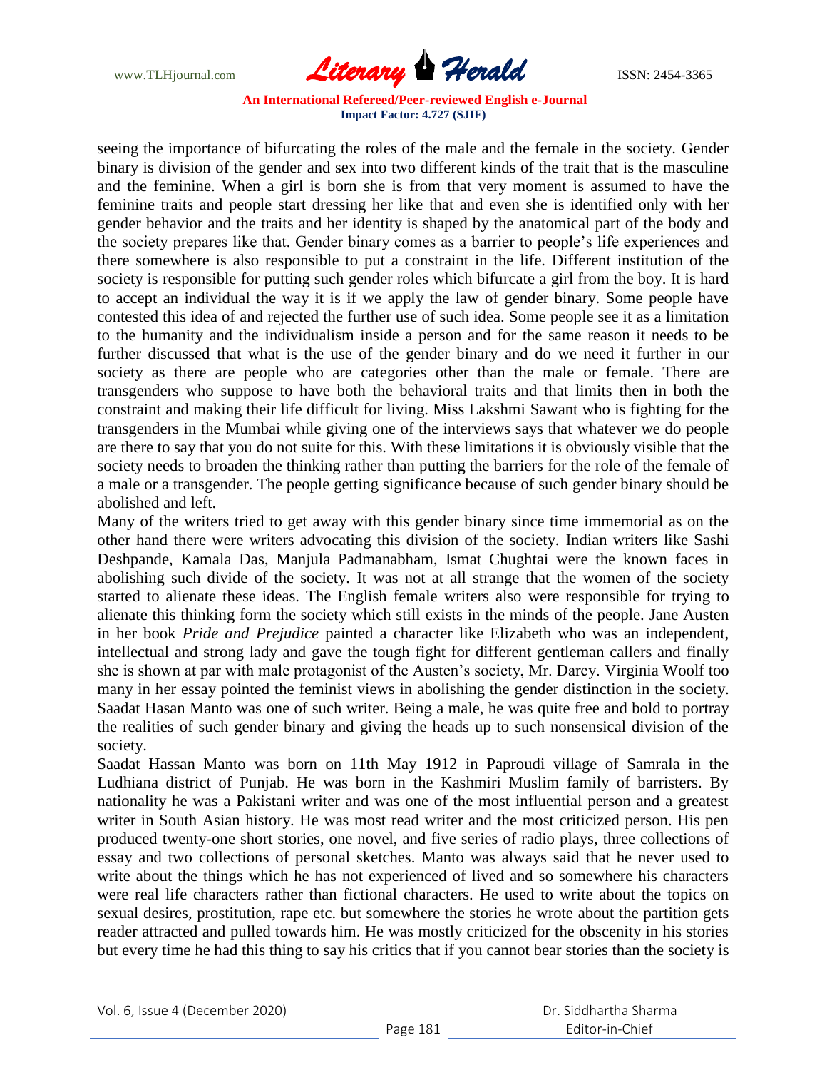seeing the importance of bifurcating the roles of the male and the female in the society. Gender binary is division of the gender and sex into two different kinds of the trait that is the masculine and the feminine. When a girl is born she is from that very moment is assumed to have the feminine traits and people start dressing her like that and even she is identified only with her gender behavior and the traits and her identity is shaped by the anatomical part of the body and the society prepares like that. Gender binary comes as a barrier to people's life experiences and there somewhere is also responsible to put a constraint in the life. Different institution of the society is responsible for putting such gender roles which bifurcate a girl from the boy. It is hard to accept an individual the way it is if we apply the law of gender binary. Some people have contested this idea of and rejected the further use of such idea. Some people see it as a limitation to the humanity and the individualism inside a person and for the same reason it needs to be further discussed that what is the use of the gender binary and do we need it further in our society as there are people who are categories other than the male or female. There are transgenders who suppose to have both the behavioral traits and that limits then in both the constraint and making their life difficult for living. Miss Lakshmi Sawant who is fighting for the transgenders in the Mumbai while giving one of the interviews says that whatever we do people are there to say that you do not suite for this. With these limitations it is obviously visible that the society needs to broaden the thinking rather than putting the barriers for the role of the female of a male or a transgender. The people getting significance because of such gender binary should be abolished and left.

Many of the writers tried to get away with this gender binary since time immemorial as on the other hand there were writers advocating this division of the society. Indian writers like Sashi Deshpande, Kamala Das, Manjula Padmanabham, Ismat Chughtai were the known faces in abolishing such divide of the society. It was not at all strange that the women of the society started to alienate these ideas. The English female writers also were responsible for trying to alienate this thinking form the society which still exists in the minds of the people. Jane Austen in her book *Pride and Prejudice* painted a character like Elizabeth who was an independent, intellectual and strong lady and gave the tough fight for different gentleman callers and finally she is shown at par with male protagonist of the Austen's society, Mr. Darcy. Virginia Woolf too many in her essay pointed the feminist views in abolishing the gender distinction in the society. Saadat Hasan Manto was one of such writer. Being a male, he was quite free and bold to portray the realities of such gender binary and giving the heads up to such nonsensical division of the society.

Saadat Hassan Manto was born on 11th May 1912 in Paproudi village of Samrala in the Ludhiana district of Punjab. He was born in the Kashmiri Muslim family of barristers. By nationality he was a Pakistani writer and was one of the most influential person and a greatest writer in South Asian history. He was most read writer and the most criticized person. His pen produced twenty-one short stories, one novel, and five series of radio plays, three collections of essay and two collections of personal sketches. Manto was always said that he never used to write about the things which he has not experienced of lived and so somewhere his characters were real life characters rather than fictional characters. He used to write about the topics on sexual desires, prostitution, rape etc. but somewhere the stories he wrote about the partition gets reader attracted and pulled towards him. He was mostly criticized for the obscenity in his stories but every time he had this thing to say his critics that if you cannot bear stories than the society is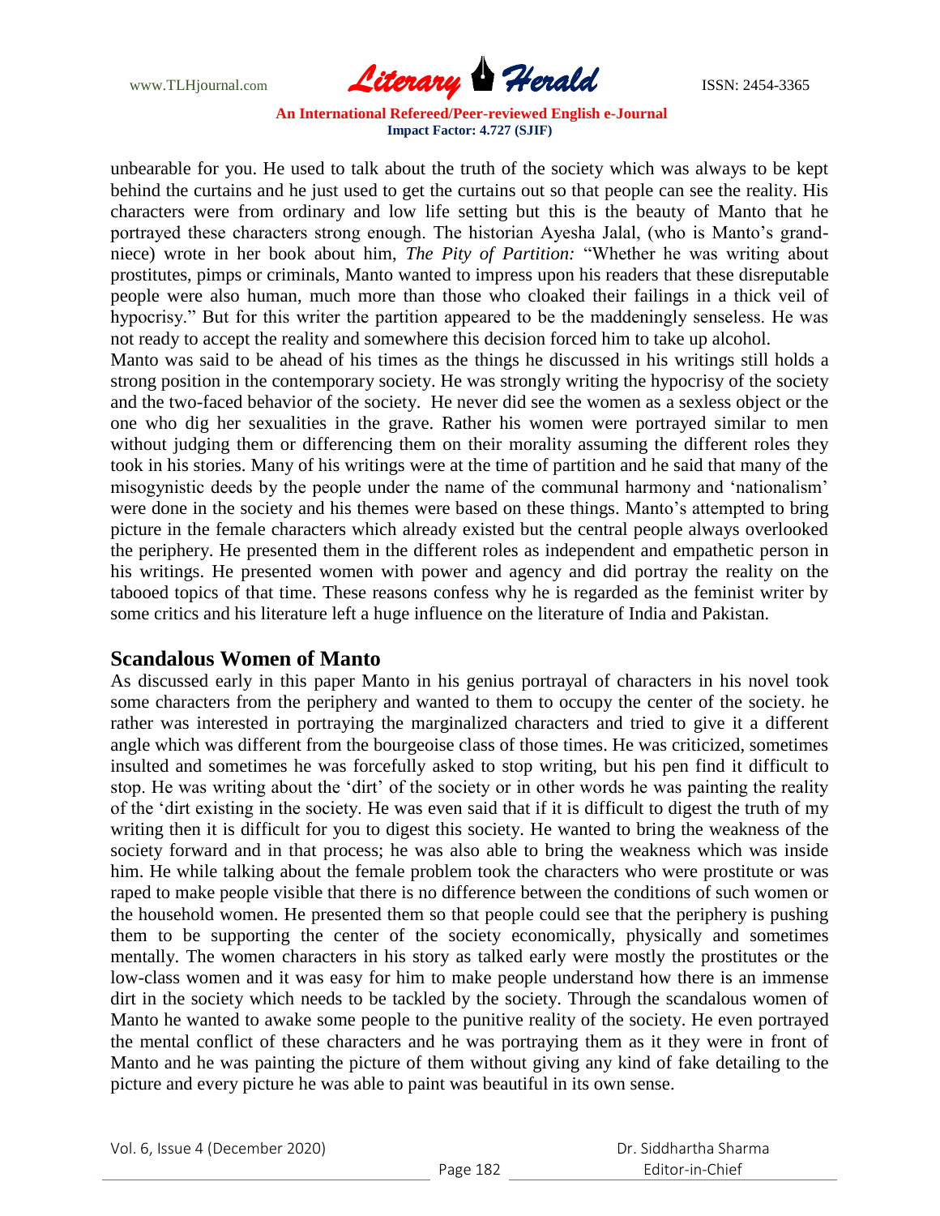unbearable for you. He used to talk about the truth of the society which was always to be kept behind the curtains and he just used to get the curtains out so that people can see the reality. His characters were from ordinary and low life setting but this is the beauty of Manto that he portrayed these characters strong enough. The historian Ayesha Jalal, (who is Manto's grand-niece) wrote in her book about him, *The Pity of Partition:* "Whether he was writing about prostitutes, pimps or criminals, Manto wanted to impress upon his readers that these disreputable people were also human, much more than those who cloaked their failings in a thick veil of hypocrisy." But for this writer the partition appeared to be the maddeningly senseless. He was not ready to accept the reality and somewhere this decision forced him to take up alcohol.

Manto was said to be ahead of his times as the things he discussed in his writings still holds a strong position in the contemporary society. He was strongly writing the hypocrisy of the society and the two-faced behavior of the society. He never did see the women as a sexless object or the one who dig her sexualities in the grave. Rather his women were portrayed similar to men without judging them or differencing them on their morality assuming the different roles they took in his stories. Many of his writings were at the time of partition and he said that many of the misogynistic deeds by the people under the name of the communal harmony and 'nationalism' were done in the society and his themes were based on these things. Manto's attempted to bring picture in the female characters which already existed but the central people always overlooked the periphery. He presented them in the different roles as independent and empathetic person in his writings. He presented women with power and agency and did portray the reality on the tabooed topics of that time. These reasons confess why he is regarded as the feminist writer by some critics and his literature left a huge influence on the literature of India and Pakistan.

## Scandalous Women of Manto

As discussed early in this paper Manto in his genius portrayal of characters in his novel took some characters from the periphery and wanted to them to occupy the center of the society. he rather was interested in portraying the marginalized characters and tried to give it a different angle which was different from the bourgeoise class of those times. He was criticized, sometimes insulted and sometimes he was forcefully asked to stop writing, but his pen find it difficult to stop. He was writing about the 'dirt' of the society or in other words he was painting the reality of the 'dirt existing in the society. He was even said that if it is difficult to digest the truth of my writing then it is difficult for you to digest this society. He wanted to bring the weakness of the society forward and in that process; he was also able to bring the weakness which was inside him. He while talking about the female problem took the characters who were prostitute or was raped to make people visible that there is no difference between the conditions of such women or the household women. He presented them so that people could see that the periphery is pushing them to be supporting the center of the society economically, physically and sometimes mentally. The women characters in his story as talked early were mostly the prostitutes or the low-class women and it was easy for him to make people understand how there is an immense dirt in the society which needs to be tackled by the society. Through the scandalous women of Manto he wanted to awake some people to the punitive reality of the society. He even portrayed the mental conflict of these characters and he was portraying them as it they were in front of Manto and he was painting the picture of them without giving any kind of fake detailing to the picture and every picture he was able to paint was beautiful in its own sense.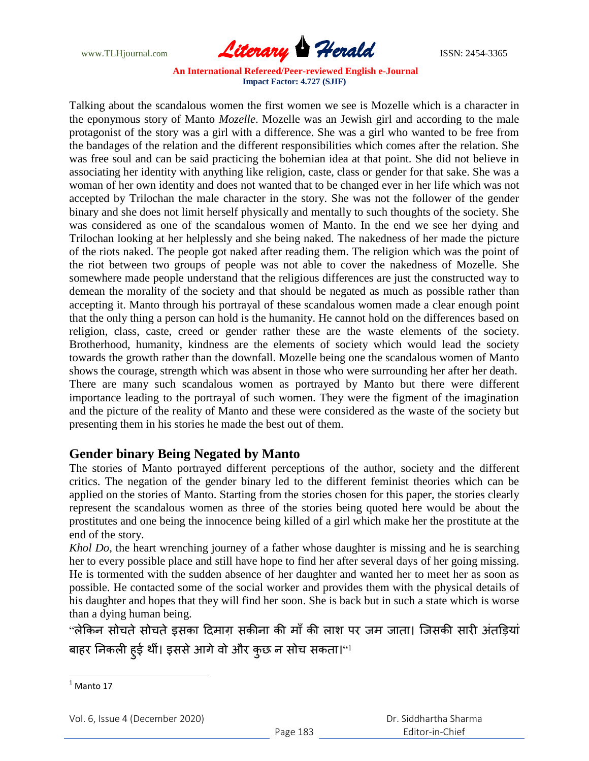Talking about the scandalous women the first women we see is Mozelle which is a character in the eponymous story of Manto *Mozelle*. Mozelle was an Jewish girl and according to the male protagonist of the story was a girl with a difference. She was a girl who wanted to be free from the bandages of the relation and the different responsibilities which comes after the relation. She was free soul and can be said practicing the bohemian idea at that point. She did not believe in associating her identity with anything like religion, caste, class or gender for that sake. She was a woman of her own identity and does not wanted that to be changed ever in her life which was not accepted by Trilochan the male character in the story. She was not the follower of the gender binary and she does not limit herself physically and mentally to such thoughts of the society. She was considered as one of the scandalous women of Manto. In the end we see her dying and Trilochan looking at her helplessly and she being naked. The nakedness of her made the picture of the riots naked. The people got naked after reading them. The religion which was the point of the riot between two groups of people was not able to cover the nakedness of Mozelle. She somewhere made people understand that the religious differences are just the constructed way to demean the morality of the society and that should be negated as much as possible rather than accepting it. Manto through his portrayal of these scandalous women made a clear enough point that the only thing a person can hold is the humanity. He cannot hold on the differences based on religion, class, caste, creed or gender rather these are the waste elements of the society. Brotherhood, humanity, kindness are the elements of society which would lead the society towards the growth rather than the downfall. Mozelle being one the scandalous women of Manto shows the courage, strength which was absent in those who were surrounding her after her death. There are many such scandalous women as portrayed by Manto but there were different importance leading to the portrayal of such women. They were the figment of the imagination and the picture of the reality of Manto and these were considered as the waste of the society but presenting them in his stories he made the best out of them.

## Gender binary Being Negated by Manto

The stories of Manto portrayed different perceptions of the author, society and the different critics. The negation of the gender binary led to the different feminist theories which can be applied on the stories of Manto. Starting from the stories chosen for this paper, the stories clearly represent the scandalous women as three of the stories being quoted here would be about the prostitutes and one being the innocence being killed of a girl which make her the prostitute at the end of the story.

*Khol Do*, the heart wrenching journey of a father whose daughter is missing and he is searching her to every possible place and still have hope to find her after several days of her going missing. He is tormented with the sudden absence of her daughter and wanted her to meet her as soon as possible. He contacted some of the social worker and provides them with the physical details of his daughter and hopes that they will find her soon. She is back but in such a state which is worse than a dying human being.

"लेकिन सोचते सोचते इसका दिमाग़ सकीना की माँ की लाश पर जम जाता। जिसकी सारी अंतड़ियां बाहर निकली हुई थीं। इससे आगे वो और कुछ न सोच सकता।"[1]

---

[1] Manto 17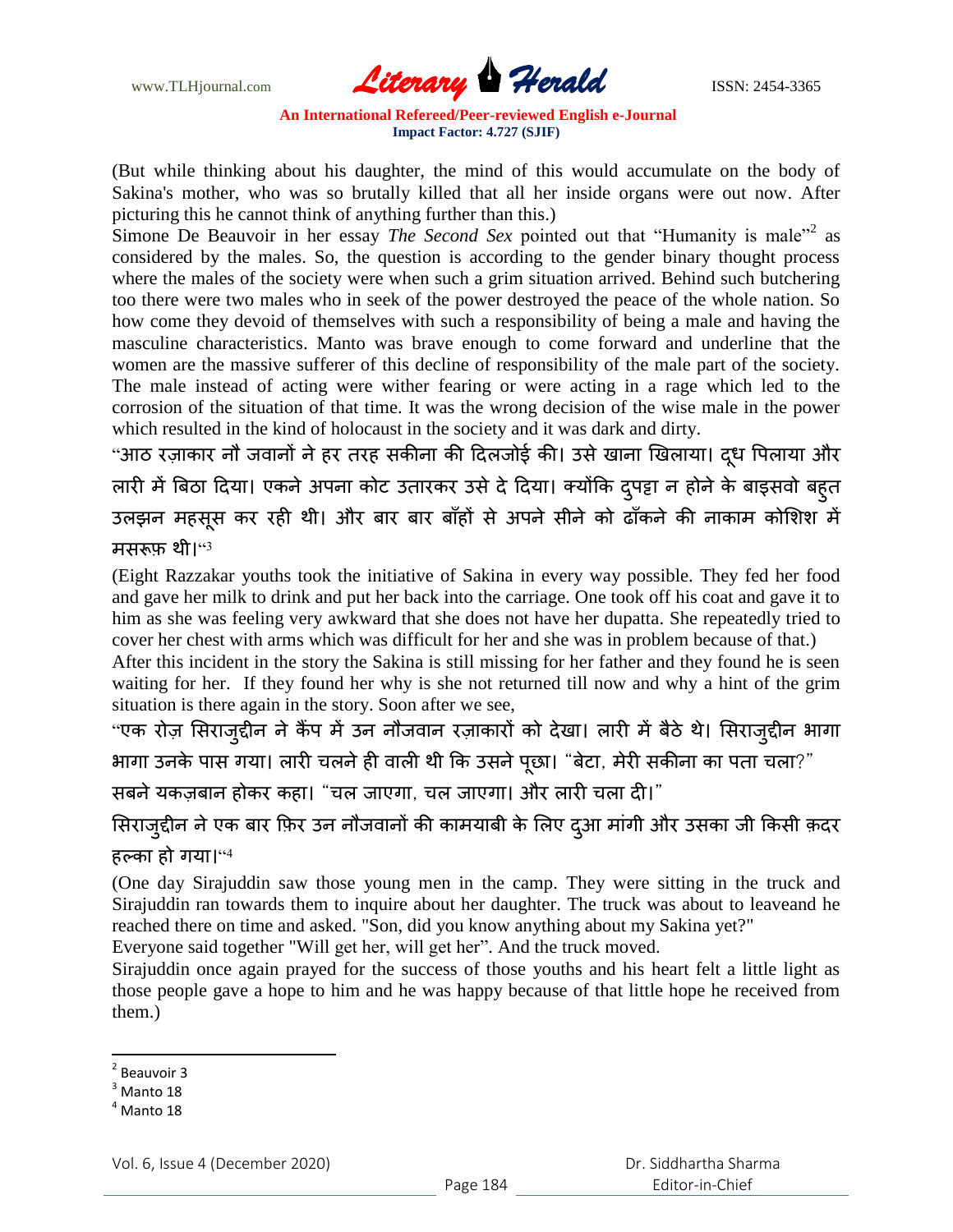(But while thinking about his daughter, the mind of this would accumulate on the body of Sakina's mother, who was so brutally killed that all her inside organs were out now. After picturing this he cannot think of anything further than this.)

Simone De Beauvoir in her essay *The Second Sex* pointed out that "Humanity is male"[2] as considered by the males. So, the question is according to the gender binary thought process where the males of the society were when such a grim situation arrived. Behind such butchering too there were two males who in seek of the power destroyed the peace of the whole nation. So how come they devoid of themselves with such a responsibility of being a male and having the masculine characteristics. Manto was brave enough to come forward and underline that the women are the massive sufferer of this decline of responsibility of the male part of the society. The male instead of acting were wither fearing or were acting in a rage which led to the corrosion of the situation of that time. It was the wrong decision of the wise male in the power which resulted in the kind of holocaust in the society and it was dark and dirty.

"आठ रज़ाकार नौ जवानों ने हर तरह सकीना की दिलजोई की। उसे खाना खिलाया। दूध पिलाया और लारी में बिठा दिया। एकने अपना कोट उतारकर उसे दे दिया। क्योंकि दुपट्टा न होने के बाइसवो बहुत उलझन महसूस कर रही थी। और बार बार बाँहों से अपने सीने को ढाँकने की नाकाम कोशिश में मसरूफ़ थी।"[3]

(Eight Razzakar youths took the initiative of Sakina in every way possible. They fed her food and gave her milk to drink and put her back into the carriage. One took off his coat and gave it to him as she was feeling very awkward that she does not have her dupatta. She repeatedly tried to cover her chest with arms which was difficult for her and she was in problem because of that.)

After this incident in the story the Sakina is still missing for her father and they found he is seen waiting for her. If they found her why is she not returned till now and why a hint of the grim situation is there again in the story. Soon after we see,

"एक रोज़ सिराजुद्दीन ने कैंप में उन नौजवान रज़ाकारों को देखा। लारी में बैठे थे। सिराजुद्दीन भागा भागा उनके पास गया। लारी चलने ही वाली थी कि उसने पूछा। "बेटा, मेरी सकीना का पता चला?"

सबने यकज़बान होकर कहा। "चल जाएगा, चल जाएगा। और लारी चला दी।"

सिराजुद्दीन ने एक बार फ़िर उन नौजवानों की कामयाबी के लिए दुआ मांगी और उसका जी किसी क़दर हल्का हो गया।"[4]

(One day Sirajuddin saw those young men in the camp. They were sitting in the truck and Sirajuddin ran towards them to inquire about her daughter. The truck was about to leaveand he reached there on time and asked. "Son, did you know anything about my Sakina yet?"

Everyone said together "Will get her, will get her". And the truck moved.

Sirajuddin once again prayed for the success of those youths and his heart felt a little light as those people gave a hope to him and he was happy because of that little hope he received from them.)

---

[2] Beauvoir 3

[3] Manto 18

[4] Manto 18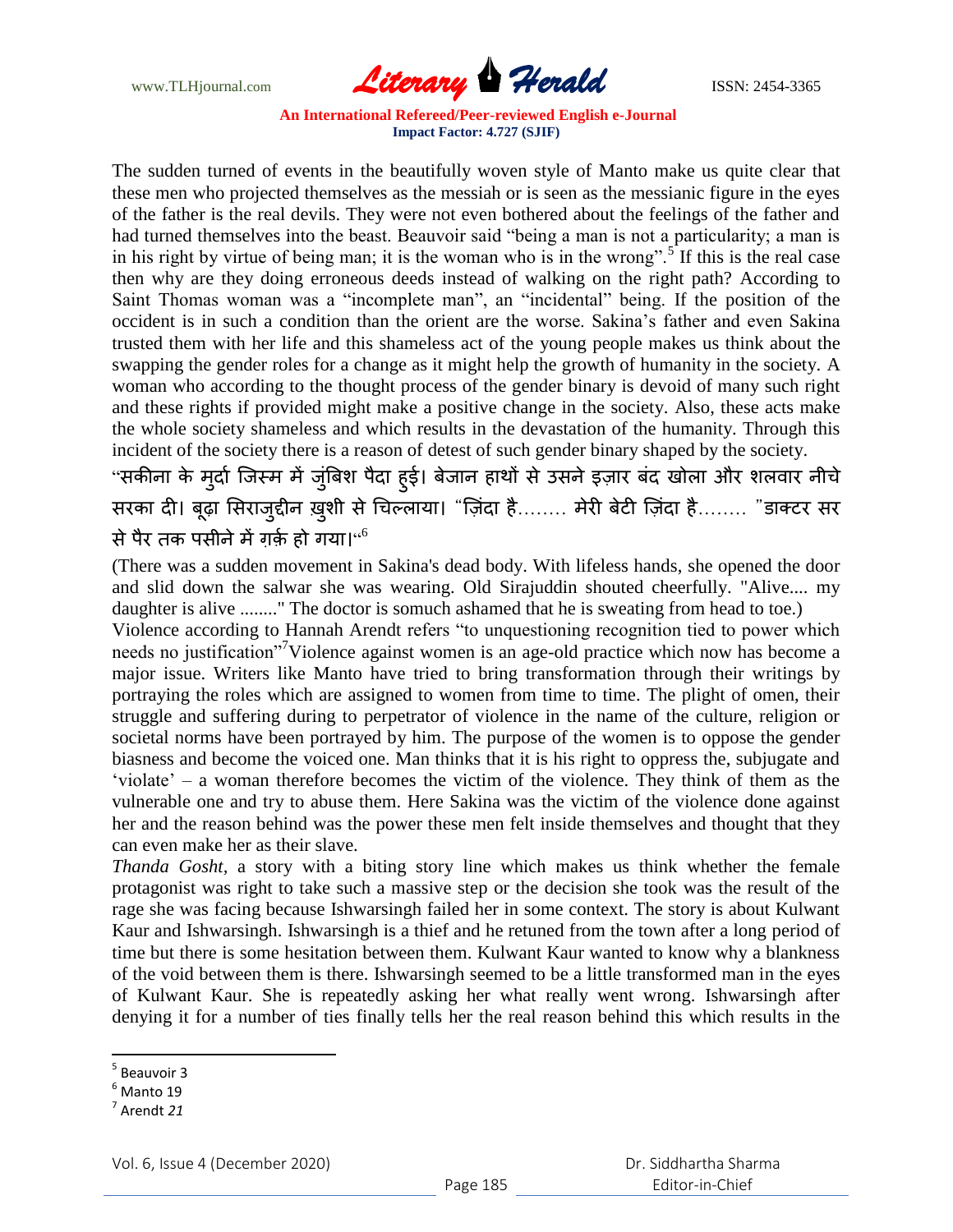The sudden turned of events in the beautifully woven style of Manto make us quite clear that these men who projected themselves as the messiah or is seen as the messianic figure in the eyes of the father is the real devils. They were not even bothered about the feelings of the father and had turned themselves into the beast. Beauvoir said "being a man is not a particularity; a man is in his right by virtue of being man; it is the woman who is in the wrong".[5] If this is the real case then why are they doing erroneous deeds instead of walking on the right path? According to Saint Thomas woman was a "incomplete man", an "incidental" being. If the position of the occident is in such a condition than the orient are the worse. Sakina's father and even Sakina trusted them with her life and this shameless act of the young people makes us think about the swapping the gender roles for a change as it might help the growth of humanity in the society. A woman who according to the thought process of the gender binary is devoid of many such right and these rights if provided might make a positive change in the society. Also, these acts make the whole society shameless and which results in the devastation of the humanity. Through this incident of the society there is a reason of detest of such gender binary shaped by the society.

"सकीना के मुर्दा जिस्म में जुंबिश पैदा हुई। बेजान हाथों से उसने इज़ार बंद खोला और शलवार नीचे सरका दी। बूढ़ा सिराजुद्दीन ख़ुशी से चिल्लाया। "ज़िंदा है........ मेरी बेटी ज़िंदा है........ "डाक्टर सर से पैर तक पसीने में ग़र्क़ हो गया।"[6]

(There was a sudden movement in Sakina's dead body. With lifeless hands, she opened the door and slid down the salwar she was wearing. Old Sirajuddin shouted cheerfully. "Alive.... my daughter is alive ........" The doctor is somuch ashamed that he is sweating from head to toe.)

Violence according to Hannah Arendt refers "to unquestioning recognition tied to power which needs no justification"[7]Violence against women is an age-old practice which now has become a major issue. Writers like Manto have tried to bring transformation through their writings by portraying the roles which are assigned to women from time to time. The plight of omen, their struggle and suffering during to perpetrator of violence in the name of the culture, religion or societal norms have been portrayed by him. The purpose of the women is to oppose the gender biasness and become the voiced one. Man thinks that it is his right to oppress the, subjugate and 'violate' – a woman therefore becomes the victim of the violence. They think of them as the vulnerable one and try to abuse them. Here Sakina was the victim of the violence done against her and the reason behind was the power these men felt inside themselves and thought that they can even make her as their slave.

*Thanda Gosht*, a story with a biting story line which makes us think whether the female protagonist was right to take such a massive step or the decision she took was the result of the rage she was facing because Ishwarsingh failed her in some context. The story is about Kulwant Kaur and Ishwarsingh. Ishwarsingh is a thief and he retuned from the town after a long period of time but there is some hesitation between them. Kulwant Kaur wanted to know why a blankness of the void between them is there. Ishwarsingh seemed to be a little transformed man in the eyes of Kulwant Kaur. She is repeatedly asking her what really went wrong. Ishwarsingh after denying it for a number of ties finally tells her the real reason behind this which results in the

---

[5] Beauvoir 3

[6] Manto 19

[7] Arendt *21*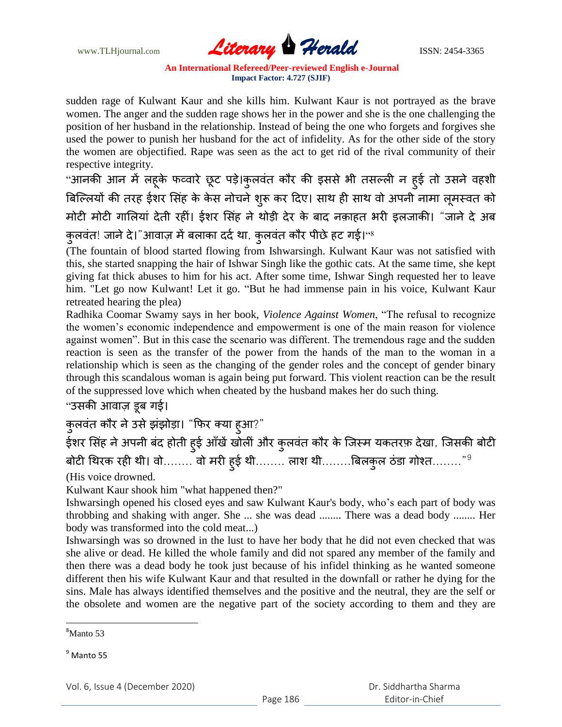sudden rage of Kulwant Kaur and she kills him. Kulwant Kaur is not portrayed as the brave women. The anger and the sudden rage shows her in the power and she is the one challenging the position of her husband in the relationship. Instead of being the one who forgets and forgives she used the power to punish her husband for the act of infidelity. As for the other side of the story the women are objectified. Rape was seen as the act to get rid of the rival community of their respective integrity.

"आनकी आन में लहूके फव्वारे छूट पड़े।कुलवंत कौर की इससे भी तसल्ली न हुई तो उसने वहशी बिल्लियों की तरह ईशर सिंह के केस नोचने शुरू कर दिए। साथ ही साथ वो अपनी नामा लूमस्वत को मोटी मोटी गालियां देती रहीं। ईशर सिंह ने थोड़ी देर के बाद नक़ाहत भरी इलजाकी। "जाने दे अब कुलवंत! जाने दे।"आवाज़ में बलाका दर्द था, कुलवंत कौर पीछे हट गई।"[8]

(The fountain of blood started flowing from Ishwarsingh. Kulwant Kaur was not satisfied with this, she started snapping the hair of Ishwar Singh like the gothic cats. At the same time, she kept giving fat thick abuses to him for his act. After some time, Ishwar Singh requested her to leave him. "Let go now Kulwant! Let it go. "But he had immense pain in his voice, Kulwant Kaur retreated hearing the plea)

Radhika Coomar Swamy says in her book, *Violence Against Women*, "The refusal to recognize the women's economic independence and empowerment is one of the main reason for violence against women". But in this case the scenario was different. The tremendous rage and the sudden reaction is seen as the transfer of the power from the hands of the man to the woman in a relationship which is seen as the changing of the gender roles and the concept of gender binary through this scandalous woman is again being put forward. This violent reaction can be the result of the suppressed love which when cheated by the husband makes her do such thing.

"उसकी आवाज़ डूब गई।

कुलवंत कौर ने उसे झंझोड़ा। "फिर क्या हुआ?"

ईशर सिंह ने अपनी बंद होती हुई आँखें खोलीं और कुलवंत कौर के जिस्म यकतरफ़ देखा, जिसकी बोटी बोटी थिरक रही थी। वो........ वो मरी हुई थी........ लाश थी........बिलकुल ठंडा गोश्त........"[9]

(His voice drowned.

Kulwant Kaur shook him "what happened then?"

Ishwarsingh opened his closed eyes and saw Kulwant Kaur's body, who's each part of body was throbbing and shaking with anger. She ... she was dead ........ There was a dead body ........ Her body was transformed into the cold meat...)

Ishwarsingh was so drowned in the lust to have her body that he did not even checked that was she alive or dead. He killed the whole family and did not spared any member of the family and then there was a dead body he took just because of his infidel thinking as he wanted someone different then his wife Kulwant Kaur and that resulted in the downfall or rather he dying for the sins. Male has always identified themselves and the positive and the neutral, they are the self or the obsolete and women are the negative part of the society according to them and they are

---

[8] Manto 53

[9] Manto 55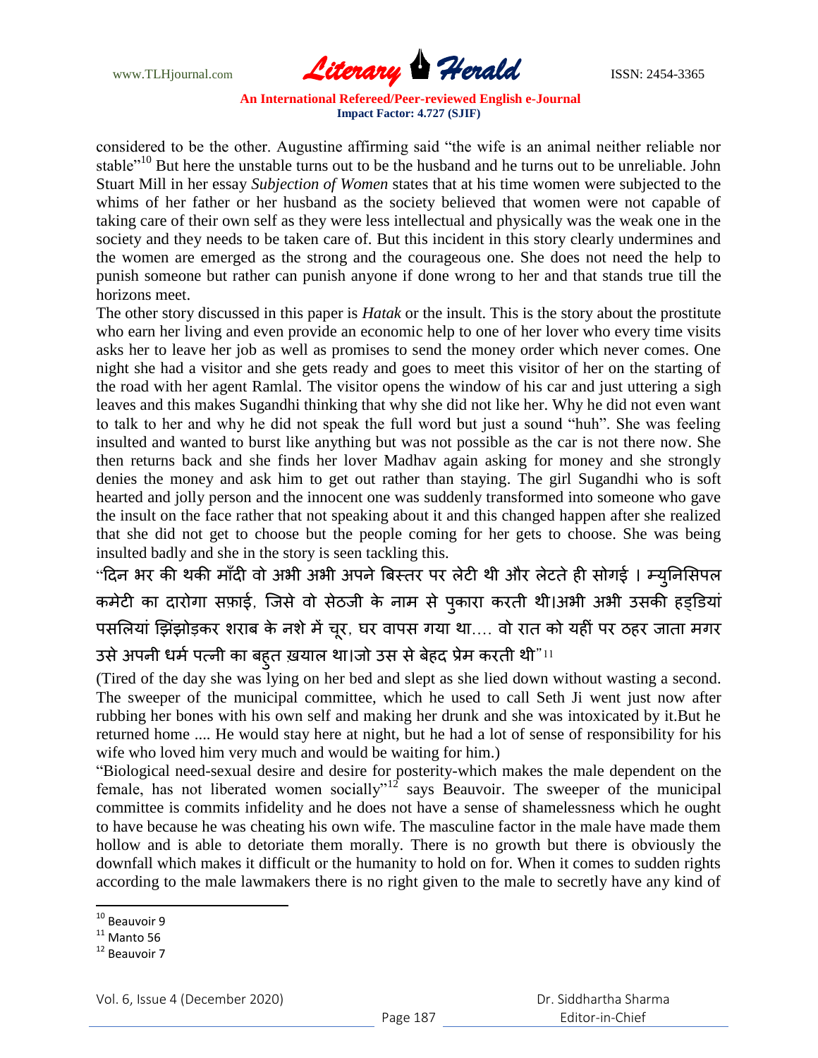considered to be the other. Augustine affirming said "the wife is an animal neither reliable nor stable"[10] But here the unstable turns out to be the husband and he turns out to be unreliable. John Stuart Mill in her essay *Subjection of Women* states that at his time women were subjected to the whims of her father or her husband as the society believed that women were not capable of taking care of their own self as they were less intellectual and physically was the weak one in the society and they needs to be taken care of. But this incident in this story clearly undermines and the women are emerged as the strong and the courageous one. She does not need the help to punish someone but rather can punish anyone if done wrong to her and that stands true till the horizons meet.

The other story discussed in this paper is *Hatak* or the insult. This is the story about the prostitute who earn her living and even provide an economic help to one of her lover who every time visits asks her to leave her job as well as promises to send the money order which never comes. One night she had a visitor and she gets ready and goes to meet this visitor of her on the starting of the road with her agent Ramlal. The visitor opens the window of his car and just uttering a sigh leaves and this makes Sugandhi thinking that why she did not like her. Why he did not even want to talk to her and why he did not speak the full word but just a sound "huh". She was feeling insulted and wanted to burst like anything but was not possible as the car is not there now. She then returns back and she finds her lover Madhav again asking for money and she strongly denies the money and ask him to get out rather than staying. The girl Sugandhi who is soft hearted and jolly person and the innocent one was suddenly transformed into someone who gave the insult on the face rather that not speaking about it and this changed happen after she realized that she did not get to choose but the people coming for her gets to choose. She was being insulted badly and she in the story is seen tackling this.

"दिन भर की थकी माँदी वो अभी अभी अपने बिस्तर पर लेटी थी और लेटते ही सोगई । म्युनिसिपल कमेटी का दारोगा सफ़ाई, जिसे वो सेठजी के नाम से पुकारा करती थी।अभी अभी उसकी हड्डियां पसलियां झिंझोड़कर शराब के नशे में चूर, घर वापस गया था.... वो रात को यहीं पर ठहर जाता मगर उसे अपनी धर्म पत्नी का बहुत ख़याल था।जो उस से बेहद प्रेम करती थी"[11]

(Tired of the day she was lying on her bed and slept as she lied down without wasting a second. The sweeper of the municipal committee, which he used to call Seth Ji went just now after rubbing her bones with his own self and making her drunk and she was intoxicated by it.But he returned home .... He would stay here at night, but he had a lot of sense of responsibility for his wife who loved him very much and would be waiting for him.)

"Biological need-sexual desire and desire for posterity-which makes the male dependent on the female, has not liberated women socially"[12] says Beauvoir. The sweeper of the municipal committee is commits infidelity and he does not have a sense of shamelessness which he ought to have because he was cheating his own wife. The masculine factor in the male have made them hollow and is able to detoriate them morally. There is no growth but there is obviously the downfall which makes it difficult or the humanity to hold on for. When it comes to sudden rights according to the male lawmakers there is no right given to the male to secretly have any kind of

---

[10] Beauvoir 9

[11] Manto 56

[12] Beauvoir 7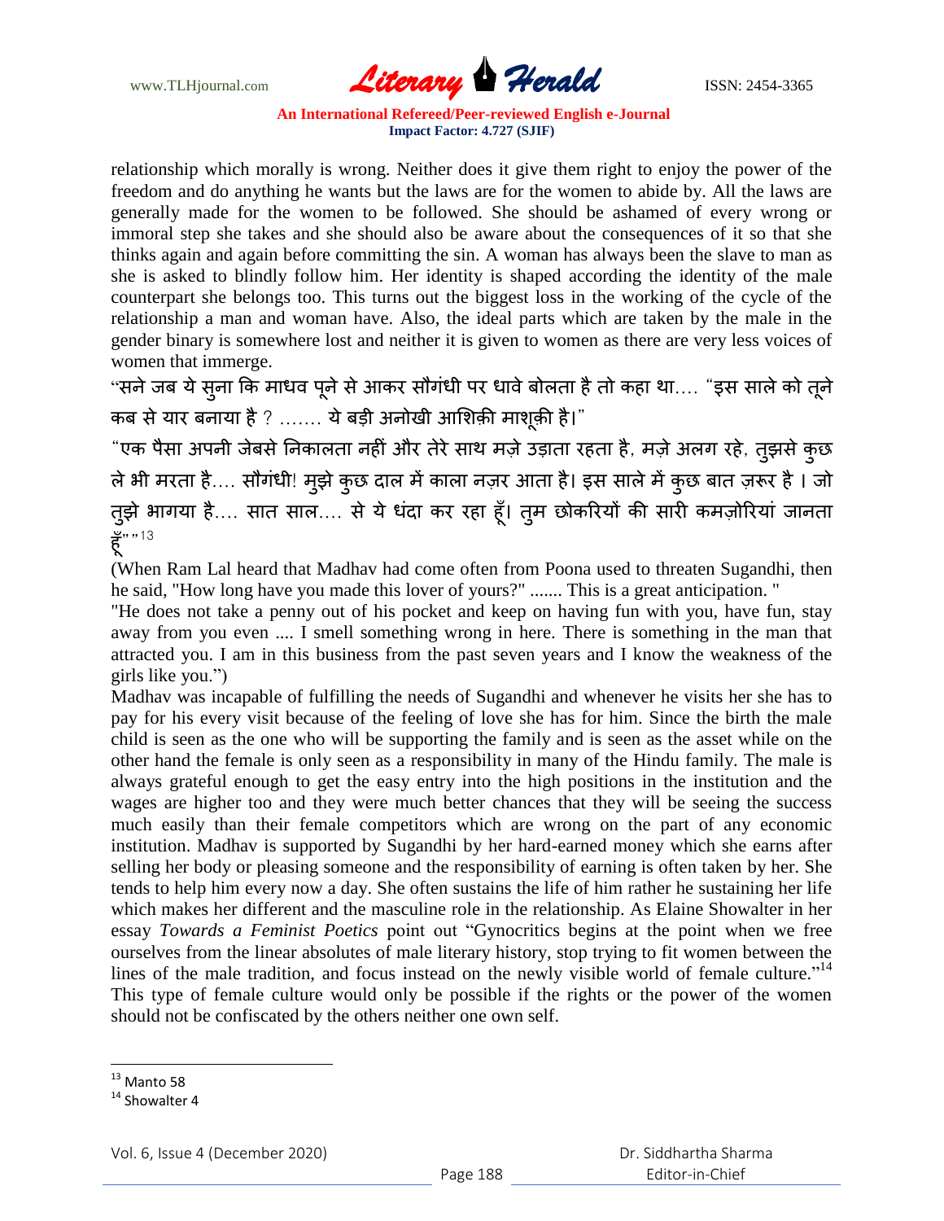relationship which morally is wrong. Neither does it give them right to enjoy the power of the freedom and do anything he wants but the laws are for the women to abide by. All the laws are generally made for the women to be followed. She should be ashamed of every wrong or immoral step she takes and she should also be aware about the consequences of it so that she thinks again and again before committing the sin. A woman has always been the slave to man as she is asked to blindly follow him. Her identity is shaped according the identity of the male counterpart she belongs too. This turns out the biggest loss in the working of the cycle of the relationship a man and woman have. Also, the ideal parts which are taken by the male in the gender binary is somewhere lost and neither it is given to women as there are very less voices of women that immerge.

"सने जब ये सुना कि माधव पूने से आकर सौगंधी पर धावे बोलता है तो कहा था.... "इस साले को तूने कब से यार बनाया है ? ....... ये बड़ी अनोखी आशिक़ी माशूक़ी है।"

"एक पैसा अपनी जेबसे निकालता नहीं और तेरे साथ मज़े उड़ाता रहता है, मज़े अलग रहे, तुझसे कुछ ले भी मरता है.... सौगंधी! मुझे कुछ दाल में काला नज़र आता है। इस साले में कुछ बात ज़रूर है । जो तुझे भागया है.... सात साल.... से ये धंदा कर रहा हूँ। तुम छोकरियों की सारी कमज़ोरियां जानता हूँ" "[13]

(When Ram Lal heard that Madhav had come often from Poona used to threaten Sugandhi, then he said, "How long have you made this lover of yours?" ....... This is a great anticipation. "

"He does not take a penny out of his pocket and keep on having fun with you, have fun, stay away from you even .... I smell something wrong in here. There is something in the man that attracted you. I am in this business from the past seven years and I know the weakness of the girls like you.")

Madhav was incapable of fulfilling the needs of Sugandhi and whenever he visits her she has to pay for his every visit because of the feeling of love she has for him. Since the birth the male child is seen as the one who will be supporting the family and is seen as the asset while on the other hand the female is only seen as a responsibility in many of the Hindu family. The male is always grateful enough to get the easy entry into the high positions in the institution and the wages are higher too and they were much better chances that they will be seeing the success much easily than their female competitors which are wrong on the part of any economic institution. Madhav is supported by Sugandhi by her hard-earned money which she earns after selling her body or pleasing someone and the responsibility of earning is often taken by her. She tends to help him every now a day. She often sustains the life of him rather he sustaining her life which makes her different and the masculine role in the relationship. As Elaine Showalter in her essay *Towards a Feminist Poetics* point out "Gynocritics begins at the point when we free ourselves from the linear absolutes of male literary history, stop trying to fit women between the lines of the male tradition, and focus instead on the newly visible world of female culture."[14] This type of female culture would only be possible if the rights or the power of the women should not be confiscated by the others neither one own self.

---

[13] Manto 58

[14] Showalter 4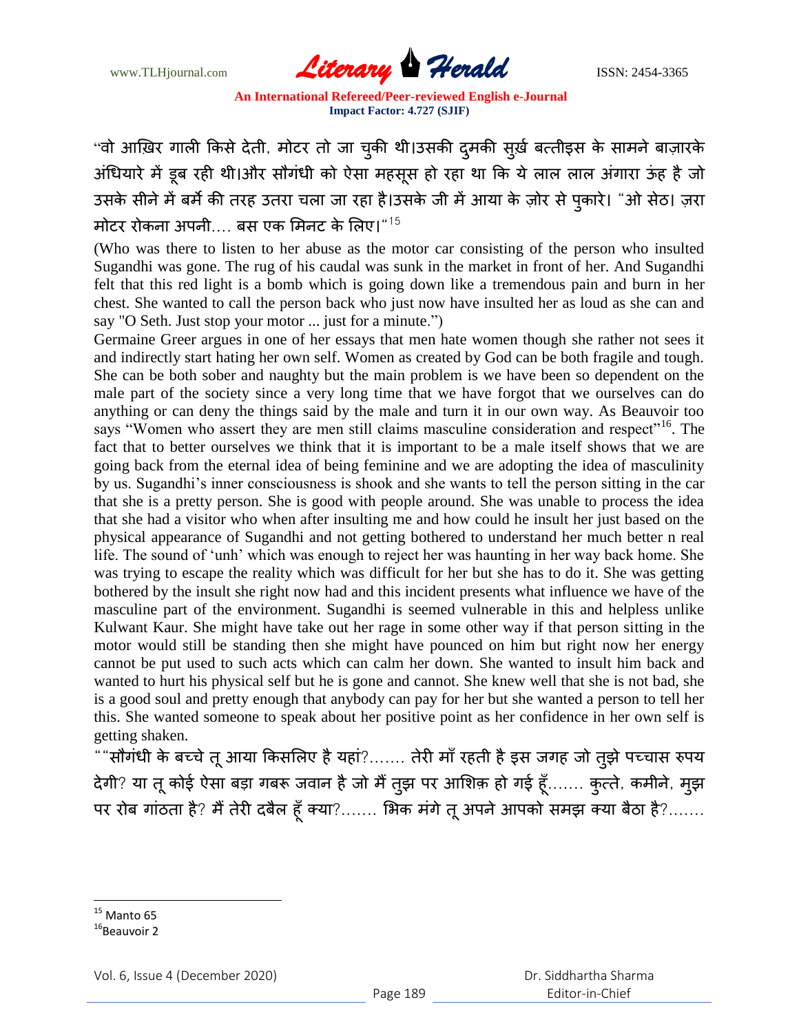"वो आख़िर गाली किसे देती, मोटर तो जा चुकी थी।उसकी दुमकी सुर्ख़ बत्तीइस के सामने बाज़ारके अंधियारे में डूब रही थी।और सौगंधी को ऐसा महसूस हो रहा था कि ये लाल लाल अंगारा ऊंह है जो उसके सीने में बर्मे की तरह उतरा चला जा रहा है।उसके जी में आया के ज़ोर से पुकारे। "ओ सेठ। ज़रा मोटर रोकना अपनी.... बस एक मिनट के लिए।"[15]

(Who was there to listen to her abuse as the motor car consisting of the person who insulted Sugandhi was gone. The rug of his caudal was sunk in the market in front of her. And Sugandhi felt that this red light is a bomb which is going down like a tremendous pain and burn in her chest. She wanted to call the person back who just now have insulted her as loud as she can and say "O Seth. Just stop your motor ... just for a minute.")

Germaine Greer argues in one of her essays that men hate women though she rather not sees it and indirectly start hating her own self. Women as created by God can be both fragile and tough. She can be both sober and naughty but the main problem is we have been so dependent on the male part of the society since a very long time that we have forgot that we ourselves can do anything or can deny the things said by the male and turn it in our own way. As Beauvoir too says "Women who assert they are men still claims masculine consideration and respect"[16]. The fact that to better ourselves we think that it is important to be a male itself shows that we are going back from the eternal idea of being feminine and we are adopting the idea of masculinity by us. Sugandhi's inner consciousness is shook and she wants to tell the person sitting in the car that she is a pretty person. She is good with people around. She was unable to process the idea that she had a visitor who when after insulting me and how could he insult her just based on the physical appearance of Sugandhi and not getting bothered to understand her much better n real life. The sound of 'unh' which was enough to reject her was haunting in her way back home. She was trying to escape the reality which was difficult for her but she has to do it. She was getting bothered by the insult she right now had and this incident presents what influence we have of the masculine part of the environment. Sugandhi is seemed vulnerable in this and helpless unlike Kulwant Kaur. She might have take out her rage in some other way if that person sitting in the motor would still be standing then she might have pounced on him but right now her energy cannot be put used to such acts which can calm her down. She wanted to insult him back and wanted to hurt his physical self but he is gone and cannot. She knew well that she is not bad, she is a good soul and pretty enough that anybody can pay for her but she wanted a person to tell her this. She wanted someone to speak about her positive point as her confidence in her own self is getting shaken.

""सौगंधी के बच्चे तू आया किसलिए है यहां?....... तेरी माँ रहती है इस जगह जो तुझे पच्चास रुपय देगी? या तू कोई ऐसा बड़ा गबरू जवान है जो मैं तुझ पर आशिक़ हो गई हूँ....... कुत्ते, कमीने, मुझ पर रोब गांठता है? मैं तेरी दबैल हूँ क्या?....... भिक मंगे तू अपने आपको समझ क्या बैठा है?.......

---

[15] Manto 65

[16] Beauvoir 2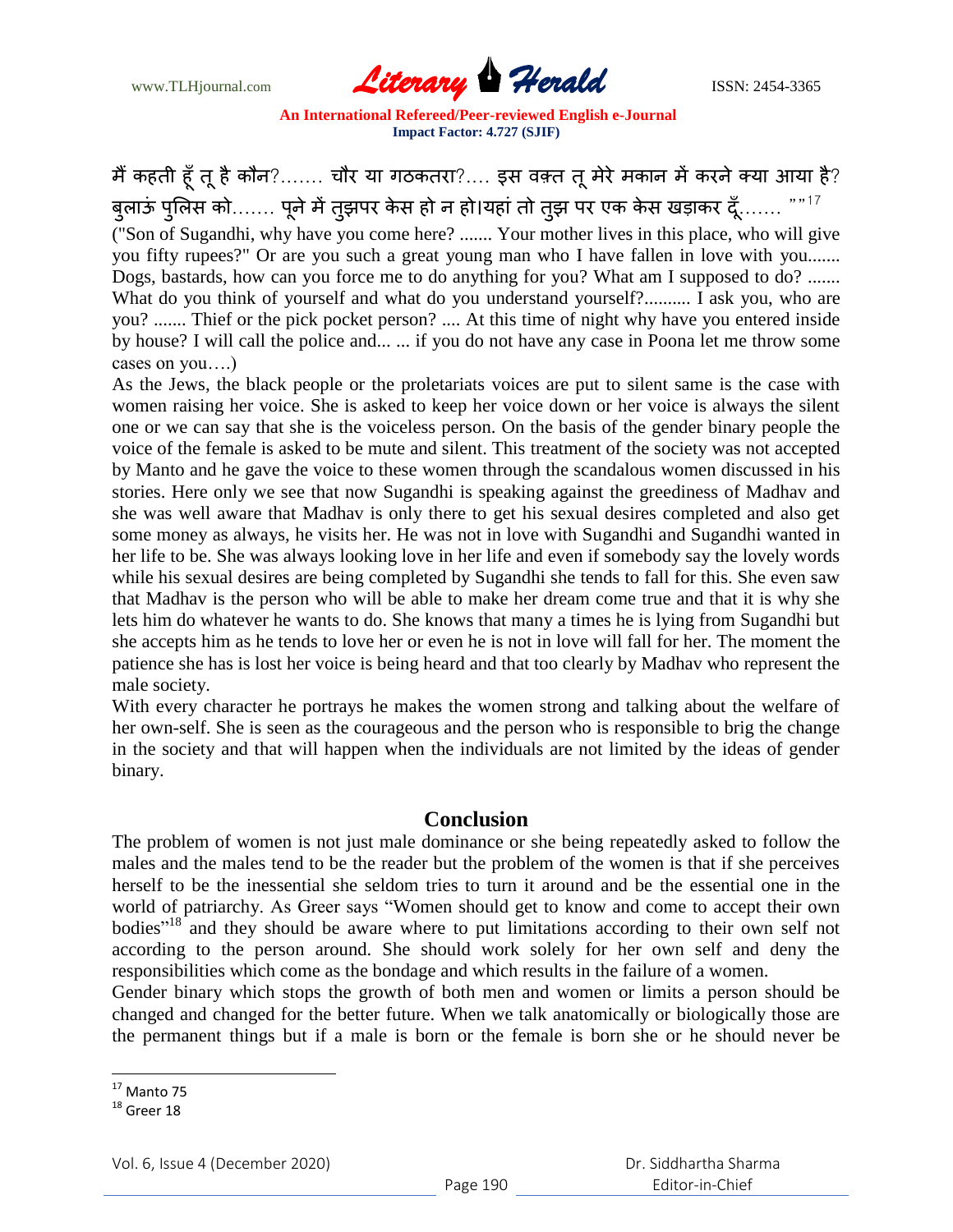मैं कहती हूँ तू है कौन?....... चौर या गठकतरा?.... इस वक़्त तू मेरे मकान में करने क्या आया है? बुलाऊं पुलिस को....... पूने में तुझपर केस हो न हो।यहां तो तुझ पर एक केस खड़ाकर दूँ...... ""[17]

("Son of Sugandhi, why have you come here? ....... Your mother lives in this place, who will give you fifty rupees?" Or are you such a great young man who I have fallen in love with you....... Dogs, bastards, how can you force me to do anything for you? What am I supposed to do? ....... What do you think of yourself and what do you understand yourself?.......... I ask you, who are you? ....... Thief or the pick pocket person? .... At this time of night why have you entered inside by house? I will call the police and... ... if you do not have any case in Poona let me throw some cases on you....)

As the Jews, the black people or the proletariats voices are put to silent same is the case with women raising her voice. She is asked to keep her voice down or her voice is always the silent one or we can say that she is the voiceless person. On the basis of the gender binary people the voice of the female is asked to be mute and silent. This treatment of the society was not accepted by Manto and he gave the voice to these women through the scandalous women discussed in his stories. Here only we see that now Sugandhi is speaking against the greediness of Madhav and she was well aware that Madhav is only there to get his sexual desires completed and also get some money as always, he visits her. He was not in love with Sugandhi and Sugandhi wanted in her life to be. She was always looking love in her life and even if somebody say the lovely words while his sexual desires are being completed by Sugandhi she tends to fall for this. She even saw that Madhav is the person who will be able to make her dream come true and that it is why she lets him do whatever he wants to do. She knows that many a times he is lying from Sugandhi but she accepts him as he tends to love her or even he is not in love will fall for her. The moment the patience she has is lost her voice is being heard and that too clearly by Madhav who represent the male society.

With every character he portrays he makes the women strong and talking about the welfare of her own-self. She is seen as the courageous and the person who is responsible to brig the change in the society and that will happen when the individuals are not limited by the ideas of gender binary.

## Conclusion

The problem of women is not just male dominance or she being repeatedly asked to follow the males and the males tend to be the reader but the problem of the women is that if she perceives herself to be the inessential she seldom tries to turn it around and be the essential one in the world of patriarchy. As Greer says "Women should get to know and come to accept their own bodies"[18] and they should be aware where to put limitations according to their own self not according to the person around. She should work solely for her own self and deny the responsibilities which come as the bondage and which results in the failure of a women.

Gender binary which stops the growth of both men and women or limits a person should be changed and changed for the better future. When we talk anatomically or biologically those are the permanent things but if a male is born or the female is born she or he should never be

---

[17] Manto 75

[18] Greer 18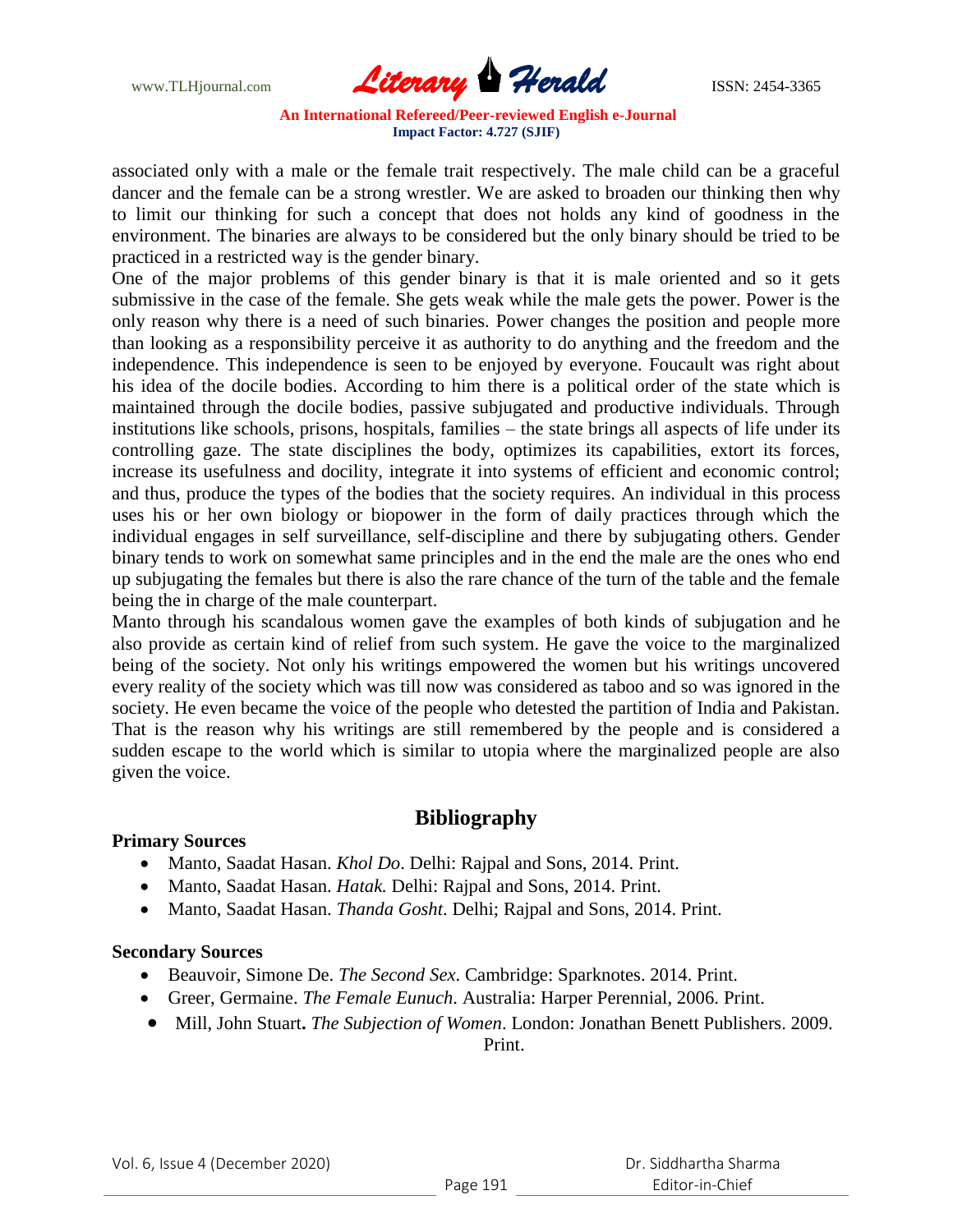associated only with a male or the female trait respectively. The male child can be a graceful dancer and the female can be a strong wrestler. We are asked to broaden our thinking then why to limit our thinking for such a concept that does not holds any kind of goodness in the environment. The binaries are always to be considered but the only binary should be tried to be practiced in a restricted way is the gender binary.

One of the major problems of this gender binary is that it is male oriented and so it gets submissive in the case of the female. She gets weak while the male gets the power. Power is the only reason why there is a need of such binaries. Power changes the position and people more than looking as a responsibility perceive it as authority to do anything and the freedom and the independence. This independence is seen to be enjoyed by everyone. Foucault was right about his idea of the docile bodies. According to him there is a political order of the state which is maintained through the docile bodies, passive subjugated and productive individuals. Through institutions like schools, prisons, hospitals, families – the state brings all aspects of life under its controlling gaze. The state disciplines the body, optimizes its capabilities, extort its forces, increase its usefulness and docility, integrate it into systems of efficient and economic control; and thus, produce the types of the bodies that the society requires. An individual in this process uses his or her own biology or biopower in the form of daily practices through which the individual engages in self surveillance, self-discipline and there by subjugating others. Gender binary tends to work on somewhat same principles and in the end the male are the ones who end up subjugating the females but there is also the rare chance of the turn of the table and the female being the in charge of the male counterpart.

Manto through his scandalous women gave the examples of both kinds of subjugation and he also provide as certain kind of relief from such system. He gave the voice to the marginalized being of the society. Not only his writings empowered the women but his writings uncovered every reality of the society which was till now was considered as taboo and so was ignored in the society. He even became the voice of the people who detested the partition of India and Pakistan. That is the reason why his writings are still remembered by the people and is considered a sudden escape to the world which is similar to utopia where the marginalized people are also given the voice.

## Bibliography

**Primary Sources**

- Manto, Saadat Hasan. *Khol Do*. Delhi: Rajpal and Sons, 2014. Print.
- Manto, Saadat Hasan. *Hatak.* Delhi: Rajpal and Sons, 2014. Print.
- Manto, Saadat Hasan. *Thanda Gosht*. Delhi; Rajpal and Sons, 2014. Print.

**Secondary Sources**

- Beauvoir, Simone De. *The Second Sex*. Cambridge: Sparknotes. 2014. Print.
- Greer, Germaine. *The Female Eunuch.* Australia: Harper Perennial, 2006. Print.
- Mill, John Stuart**.** *The Subjection of Women*. London: Jonathan Benett Publishers. 2009. Print.